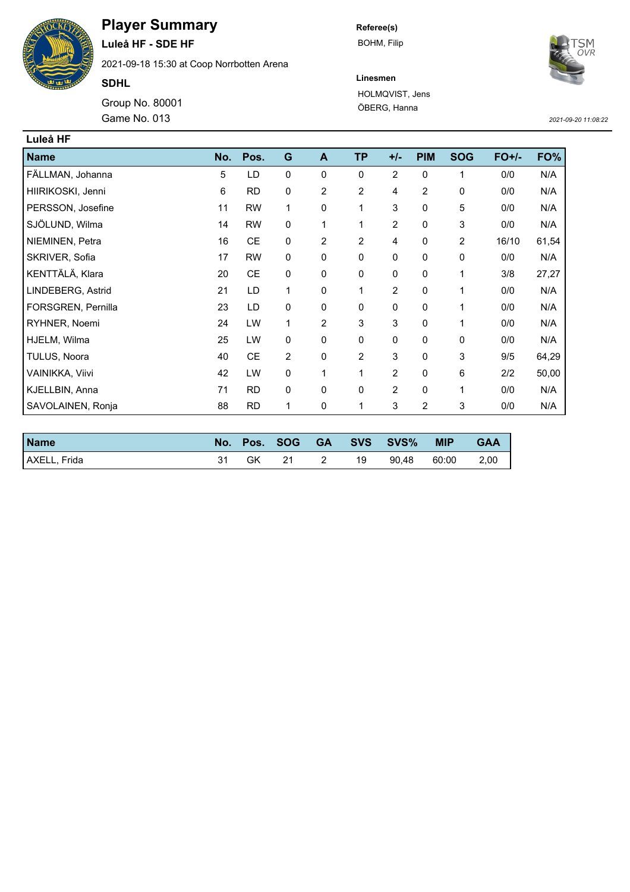# Player Summary

**Luleå HF - SDE HF**

2021-09-18 15:30 at Coop Norrbotten Arena

**SDHL**

Group No. 80001

Game No. 013

**Referee(s)**

BOHM, Filip

**Linesmen**

HOLMQVIST, Jens

ÖBERG, Hanna

*2021-09-20 11:08:22*

## Luleå HF

| Name | No. | Pos. | G | A | TP | +/- | PIM | SOG | FO+/- | FO% |
|---|---|---|---|---|---|---|---|---|---|---|
| FÄLLMAN, Johanna | 5 | LD | 0 | 0 | 0 | 2 | 0 | 1 | 0/0 | N/A |
| HIIRIKOSKI, Jenni | 6 | RD | 0 | 2 | 2 | 4 | 2 | 0 | 0/0 | N/A |
| PERSSON, Josefine | 11 | RW | 1 | 0 | 1 | 3 | 0 | 5 | 0/0 | N/A |
| SJÖLUND, Wilma | 14 | RW | 0 | 1 | 1 | 2 | 0 | 3 | 0/0 | N/A |
| NIEMINEN, Petra | 16 | CE | 0 | 2 | 2 | 4 | 0 | 2 | 16/10 | 61,54 |
| SKRIVER, Sofia | 17 | RW | 0 | 0 | 0 | 0 | 0 | 0 | 0/0 | N/A |
| KENTTÄLÄ, Klara | 20 | CE | 0 | 0 | 0 | 0 | 0 | 1 | 3/8 | 27,27 |
| LINDEBERG, Astrid | 21 | LD | 1 | 0 | 1 | 2 | 0 | 1 | 0/0 | N/A |
| FORSGREN, Pernilla | 23 | LD | 0 | 0 | 0 | 0 | 0 | 1 | 0/0 | N/A |
| RYHNER, Noemi | 24 | LW | 1 | 2 | 3 | 3 | 0 | 1 | 0/0 | N/A |
| HJELM, Wilma | 25 | LW | 0 | 0 | 0 | 0 | 0 | 0 | 0/0 | N/A |
| TULUS, Noora | 40 | CE | 2 | 0 | 2 | 3 | 0 | 3 | 9/5 | 64,29 |
| VAINIKKA, Viivi | 42 | LW | 0 | 1 | 1 | 2 | 0 | 6 | 2/2 | 50,00 |
| KJELLBIN, Anna | 71 | RD | 0 | 0 | 0 | 2 | 0 | 1 | 0/0 | N/A |
| SAVOLAINEN, Ronja | 88 | RD | 1 | 0 | 1 | 3 | 2 | 3 | 0/0 | N/A |

| Name | No. | Pos. | SOG | GA | SVS | SVS% | MIP | GAA |
|---|---|---|---|---|---|---|---|---|
| AXELL, Frida | 31 | GK | 21 | 2 | 19 | 90,48 | 60:00 | 2,00 |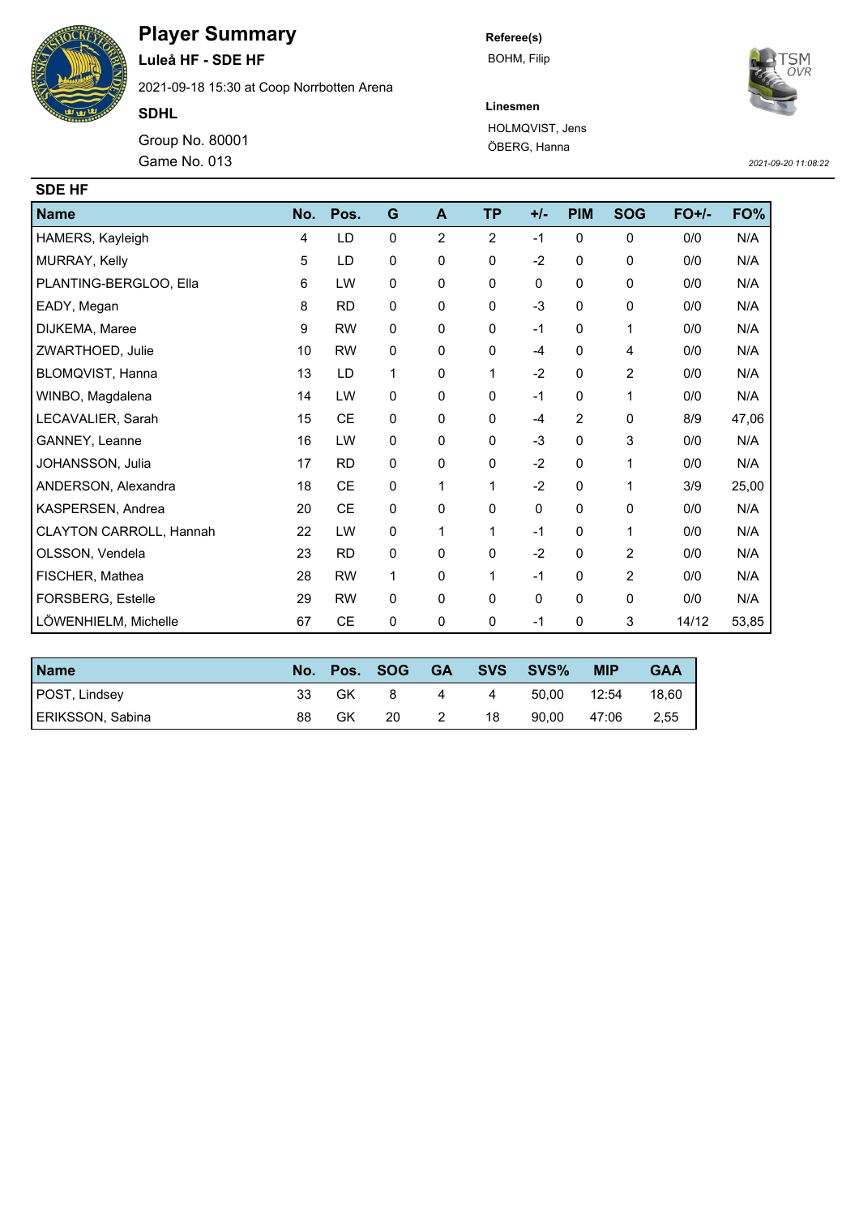# Player Summary

**Luleå HF - SDE HF**

2021-09-18 15:30 at Coop Norrbotten Arena

**SDHL**

Group No. 80001

Game No. 013

**Referee(s)**

BOHM, Filip

**Linesmen**

HOLMQVIST, Jens

ÖBERG, Hanna

*2021-09-20 11:08:22*

## SDE HF

| Name | No. | Pos. | G | A | TP | +/- | PIM | SOG | FO+/- | FO% |
|---|---|---|---|---|---|---|---|---|---|---|
| HAMERS, Kayleigh | 4 | LD | 0 | 2 | 2 | -1 | 0 | 0 | 0/0 | N/A |
| MURRAY, Kelly | 5 | LD | 0 | 0 | 0 | -2 | 0 | 0 | 0/0 | N/A |
| PLANTING-BERGLOO, Ella | 6 | LW | 0 | 0 | 0 | 0 | 0 | 0 | 0/0 | N/A |
| EADY, Megan | 8 | RD | 0 | 0 | 0 | -3 | 0 | 0 | 0/0 | N/A |
| DIJKEMA, Maree | 9 | RW | 0 | 0 | 0 | -1 | 0 | 1 | 0/0 | N/A |
| ZWARTHOED, Julie | 10 | RW | 0 | 0 | 0 | -4 | 0 | 4 | 0/0 | N/A |
| BLOMQVIST, Hanna | 13 | LD | 1 | 0 | 1 | -2 | 0 | 2 | 0/0 | N/A |
| WINBO, Magdalena | 14 | LW | 0 | 0 | 0 | -1 | 0 | 1 | 0/0 | N/A |
| LECAVALIER, Sarah | 15 | CE | 0 | 0 | 0 | -4 | 2 | 0 | 8/9 | 47,06 |
| GANNEY, Leanne | 16 | LW | 0 | 0 | 0 | -3 | 0 | 3 | 0/0 | N/A |
| JOHANSSON, Julia | 17 | RD | 0 | 0 | 0 | -2 | 0 | 1 | 0/0 | N/A |
| ANDERSON, Alexandra | 18 | CE | 0 | 1 | 1 | -2 | 0 | 1 | 3/9 | 25,00 |
| KASPERSEN, Andrea | 20 | CE | 0 | 0 | 0 | 0 | 0 | 0 | 0/0 | N/A |
| CLAYTON CARROLL, Hannah | 22 | LW | 0 | 1 | 1 | -1 | 0 | 1 | 0/0 | N/A |
| OLSSON, Vendela | 23 | RD | 0 | 0 | 0 | -2 | 0 | 2 | 0/0 | N/A |
| FISCHER, Mathea | 28 | RW | 1 | 0 | 1 | -1 | 0 | 2 | 0/0 | N/A |
| FORSBERG, Estelle | 29 | RW | 0 | 0 | 0 | 0 | 0 | 0 | 0/0 | N/A |
| LÖWENHIELM, Michelle | 67 | CE | 0 | 0 | 0 | -1 | 0 | 3 | 14/12 | 53,85 |

| Name | No. | Pos. | SOG | GA | SVS | SVS% | MIP | GAA |
|---|---|---|---|---|---|---|---|---|
| POST, Lindsey | 33 | GK | 8 | 4 | 4 | 50,00 | 12:54 | 18,60 |
| ERIKSSON, Sabina | 88 | GK | 20 | 2 | 18 | 90,00 | 47:06 | 2,55 |